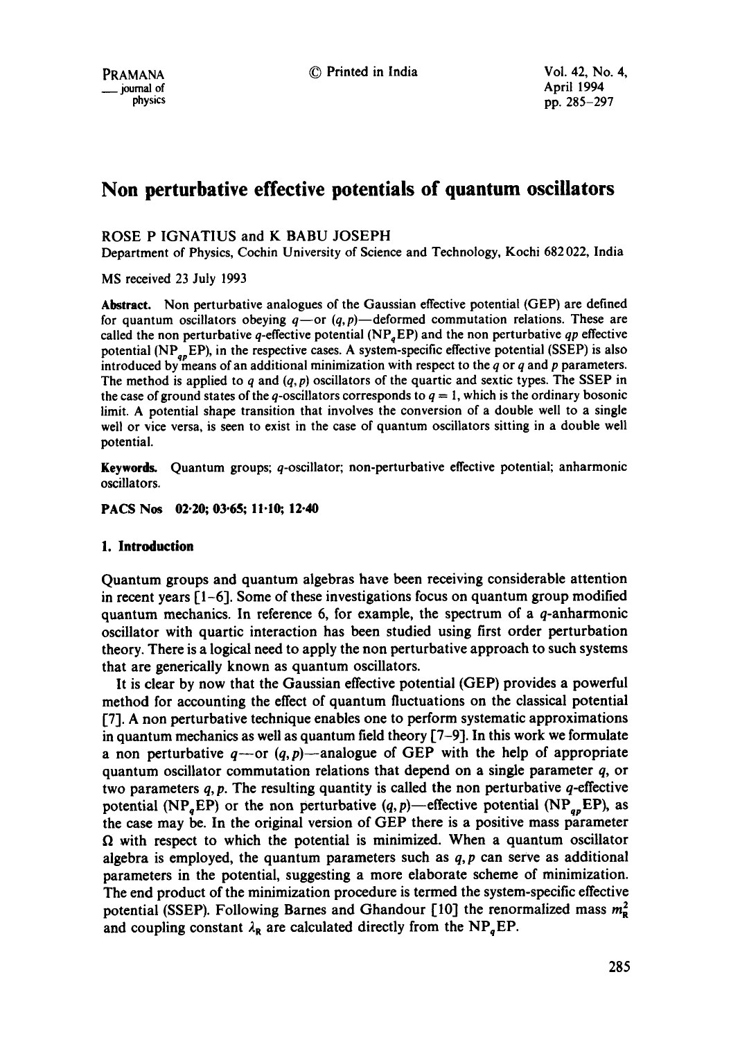# Non perturbative effective potentials of quantum oscillators

ROSE P IGNATIUS and K BABU JOSEPH

Department of Physics, Cochin University of Science and Technology, Kochi 682 022, India

MS received 23 July 1993

**Abstract.** Non perturbative analogues of the Gaussian effective potential (GEP) are defined for quantum oscillators obeying $q$—or $(q, p)$—deformed commutation relations. These are called the non perturbative $q$-effective potential ($NP_qEP$) and the non perturbative $qp$ effective potential ($NP_{qp}EP$), in the respective cases. A system-specific effective potential (SSEP) is also introduced by means of an additional minimization with respect to the $q$ or $q$ and $p$ parameters. The method is applied to $q$ and $(q, p)$ oscillators of the quartic and sextic types. The SSEP in the case of ground states of the $q$-oscillators corresponds to $q = 1$, which is the ordinary bosonic limit. A potential shape transition that involves the conversion of a double well to a single well or vice versa, is seen to exist in the case of quantum oscillators sitting in a double well potential.

**Keywords.** Quantum groups; $q$-oscillator; non-perturbative effective potential; anharmonic oscillators.

**PACS Nos 02·20; 03·65; 11·10; 12·40**

## 1. Introduction

Quantum groups and quantum algebras have been receiving considerable attention in recent years [1–6]. Some of these investigations focus on quantum group modified quantum mechanics. In reference 6, for example, the spectrum of a $q$-anharmonic oscillator with quartic interaction has been studied using first order perturbation theory. There is a logical need to apply the non perturbative approach to such systems that are generically known as quantum oscillators.

It is clear by now that the Gaussian effective potential (GEP) provides a powerful method for accounting the effect of quantum fluctuations on the classical potential [7]. A non perturbative technique enables one to perform systematic approximations in quantum mechanics as well as quantum field theory [7–9]. In this work we formulate a non perturbative $q$—or $(q, p)$—analogue of GEP with the help of appropriate quantum oscillator commutation relations that depend on a single parameter $q$, or two parameters $q, p$. The resulting quantity is called the non perturbative $q$-effective potential ($NP_qEP$) or the non perturbative $(q, p)$—effective potential ($NP_{qp}EP$), as the case may be. In the original version of GEP there is a positive mass parameter $\Omega$ with respect to which the potential is minimized. When a quantum oscillator algebra is employed, the quantum parameters such as $q, p$ can serve as additional parameters in the potential, suggesting a more elaborate scheme of minimization. The end product of the minimization procedure is termed the system-specific effective potential (SSEP). Following Barnes and Ghandour [10] the renormalized mass $m_R^2$ and coupling constant $\lambda_R$ are calculated directly from the $NP_qEP$.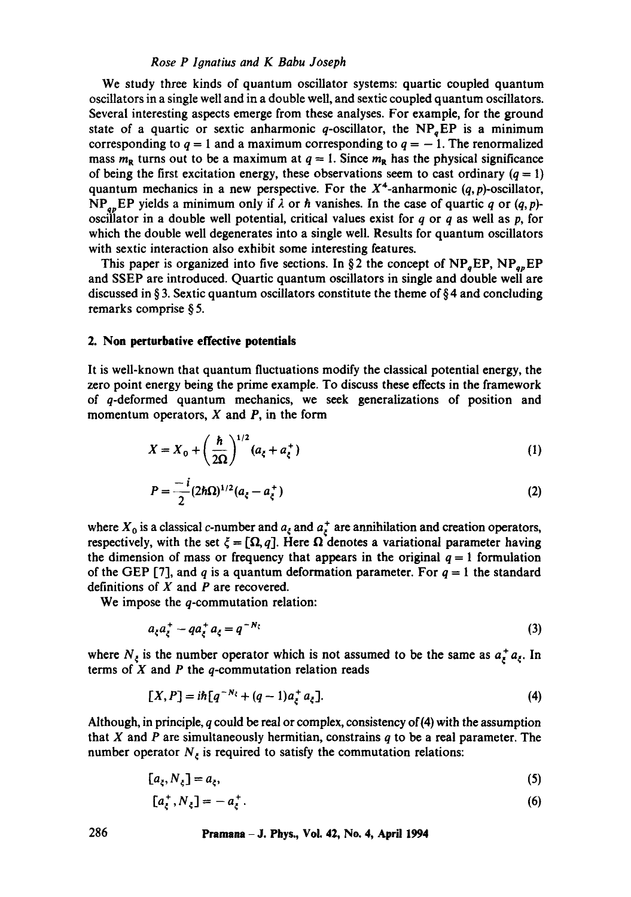We study three kinds of quantum oscillator systems: quartic coupled quantum oscillators in a single well and in a double well, and sextic coupled quantum oscillators. Several interesting aspects emerge from these analyses. For example, for the ground state of a quartic or sextic anharmonic $q$-oscillator, the $\mathrm{NP}_q\mathrm{EP}$ is a minimum corresponding to $q = 1$ and a maximum corresponding to $q = -1$. The renormalized mass $m_R$ turns out to be a maximum at $q = 1$. Since $m_R$ has the physical significance of being the first excitation energy, these observations seem to cast ordinary ($q = 1$) quantum mechanics in a new perspective. For the $X^4$-anharmonic $(q, p)$-oscillator, $\mathrm{NP}_{qp}\mathrm{EP}$ yields a minimum only if $\lambda$ or $\hbar$ vanishes. In the case of quartic $q$ or $(q, p)$-oscillator in a double well potential, critical values exist for $q$ or $q$ as well as $p$, for which the double well degenerates into a single well. Results for quantum oscillators with sextic interaction also exhibit some interesting features.

This paper is organized into five sections. In § 2 the concept of $\mathrm{NP}_q\mathrm{EP}$, $\mathrm{NP}_{qp}\mathrm{EP}$ and SSEP are introduced. Quartic quantum oscillators in single and double well are discussed in § 3. Sextic quantum oscillators constitute the theme of § 4 and concluding remarks comprise § 5.

## 2. Non perturbative effective potentials

It is well-known that quantum fluctuations modify the classical potential energy, the zero point energy being the prime example. To discuss these effects in the framework of $q$-deformed quantum mechanics, we seek generalizations of position and momentum operators, $X$ and $P$, in the form

$$X = X_0 + \left(\frac{\hbar}{2\Omega}\right)^{1/2}(a_\xi + a_\xi^+) \tag{1}$$

$$P = \frac{-i}{2}(2\hbar\Omega)^{1/2}(a_\xi - a_\xi^+) \tag{2}$$

where $X_0$ is a classical $c$-number and $a_\xi$ and $a_\xi^+$ are annihilation and creation operators, respectively, with the set $\xi = [\Omega, q]$. Here $\Omega$ denotes a variational parameter having the dimension of mass or frequency that appears in the original $q = 1$ formulation of the GEP [7], and $q$ is a quantum deformation parameter. For $q = 1$ the standard definitions of $X$ and $P$ are recovered.

We impose the $q$-commutation relation:

$$a_\xi a_\xi^+ - q a_\xi^+ a_\xi = q^{-N_\xi} \tag{3}$$

where $N_\xi$ is the number operator which is not assumed to be the same as $a_\xi^+ a_\xi$. In terms of $X$ and $P$ the $q$-commutation relation reads

$$[X, P] = i\hbar[q^{-N_\xi} + (q - 1)a_\xi^+ a_\xi]. \tag{4}$$

Although, in principle, $q$ could be real or complex, consistency of (4) with the assumption that $X$ and $P$ are simultaneously hermitian, constrains $q$ to be a real parameter. The number operator $N_\xi$ is required to satisfy the commutation relations:

$$[a_\xi, N_\xi] = a_\xi, \tag{5}$$

$$[a_\xi^+, N_\xi] = -a_\xi^+. \tag{6}$$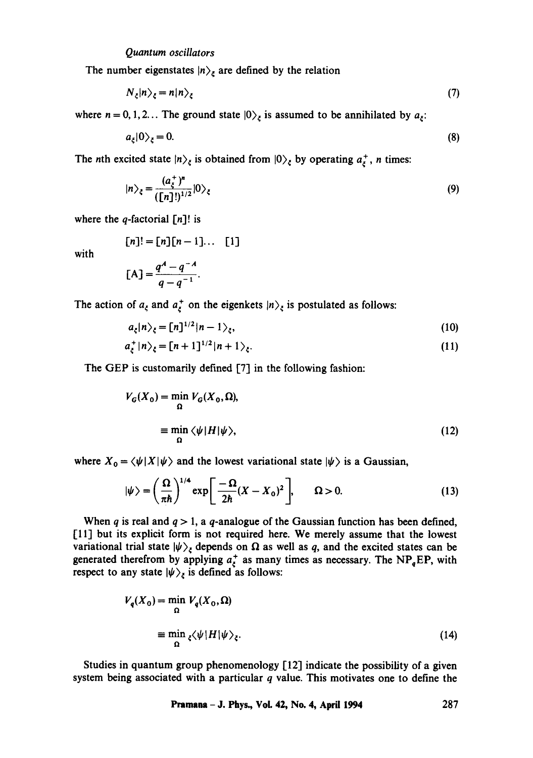*Quantum oscillators*

The number eigenstates $|n\rangle_\xi$ are defined by the relation

$$N_\xi |n\rangle_\xi = n|n\rangle_\xi \tag{7}$$

where $n = 0, 1, 2\ldots$ The ground state $|0\rangle_\xi$ is assumed to be annihilated by $a_\xi$:

$$a_\xi |0\rangle_\xi = 0. \tag{8}$$

The $n$th excited state $|n\rangle_\xi$ is obtained from $|0\rangle_\xi$ by operating $a_\xi^+$, $n$ times:

$$|n\rangle_\xi = \frac{(a_\xi^+)^n}{([n]!)^{1/2}}|0\rangle_\xi \tag{9}$$

where the $q$-factorial $[n]!$ is

$$[n]! = [n][n-1]\ldots\ [1]$$

with

$$[\mathrm{A}] = \frac{q^A - q^{-A}}{q - q^{-1}}.$$

The action of $a_\xi$ and $a_\xi^+$ on the eigenkets $|n\rangle_\xi$ is postulated as follows:

$$a_\xi |n\rangle_\xi = [n]^{1/2}|n-1\rangle_\xi, \tag{10}$$

$$a_\xi^+ |n\rangle_\xi = [n+1]^{1/2}|n+1\rangle_\xi. \tag{11}$$

The GEP is customarily defined [7] in the following fashion:

$$\begin{aligned} V_G(X_0) &= \min_\Omega V_G(X_0, \Omega), \\ &\equiv \min_\Omega \langle\psi|H|\psi\rangle, \end{aligned} \tag{12}$$

where $X_0 = \langle\psi|X|\psi\rangle$ and the lowest variational state $|\psi\rangle$ is a Gaussian,

$$|\psi\rangle = \left(\frac{\Omega}{\pi\hbar}\right)^{1/4} \exp\left[\frac{-\Omega}{2\hbar}(X - X_0)^2\right], \qquad \Omega > 0. \tag{13}$$

When $q$ is real and $q > 1$, a $q$-analogue of the Gaussian function has been defined, [11] but its explicit form is not required here. We merely assume that the lowest variational trial state $|\psi\rangle_\xi$ depends on $\Omega$ as well as $q$, and the excited states can be generated therefrom by applying $a_\xi^+$ as many times as necessary. The NP$_q$EP, with respect to any state $|\psi\rangle_\xi$ is defined as follows:

$$\begin{aligned} V_q(X_0) &= \min_\Omega V_q(X_0, \Omega) \\ &\equiv \min_\Omega {}_\xi\langle\psi|H|\psi\rangle_\xi. \end{aligned} \tag{14}$$

Studies in quantum group phenomenology [12] indicate the possibility of a given system being associated with a particular $q$ value. This motivates one to define the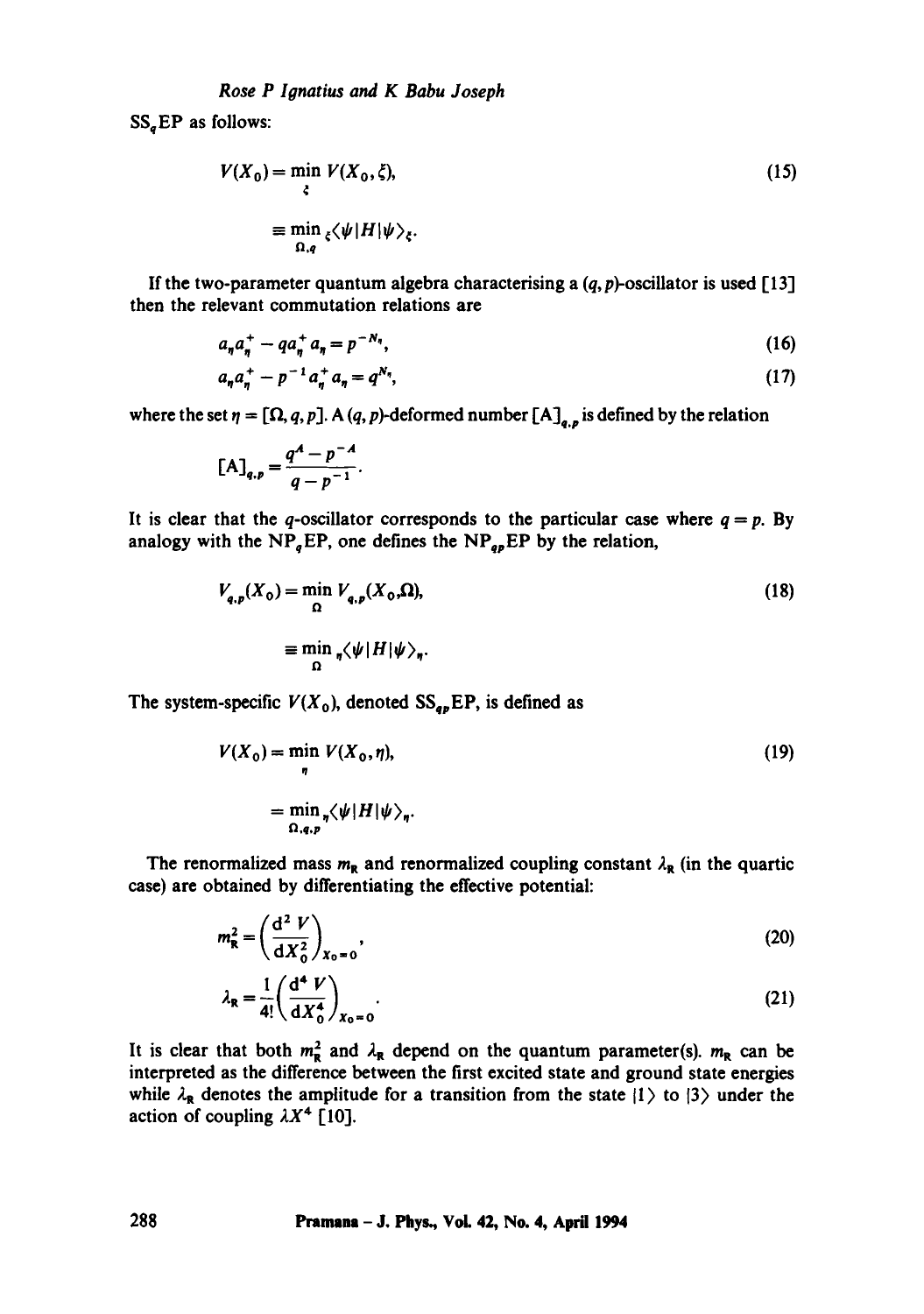$SS_qEP$ as follows:

$$V(X_0) = \min_{\xi} V(X_0, \xi), \tag{15}$$

$$\equiv \min_{\Omega, q} {}_{\xi}\langle \psi | H | \psi \rangle_{\xi}.$$

If the two-parameter quantum algebra characterising a $(q, p)$-oscillator is used [13] then the relevant commutation relations are

$$a_\eta a_\eta^+ - q a_\eta^+ a_\eta = p^{-N_\eta}, \tag{16}$$

$$a_\eta a_\eta^+ - p^{-1} a_\eta^+ a_\eta = q^{N_\eta}, \tag{17}$$

where the set $\eta = [\Omega, q, p]$. A $(q, p)$-deformed number $[A]_{q,p}$ is defined by the relation

$$[A]_{q,p} = \frac{q^A - p^{-A}}{q - p^{-1}}.$$

It is clear that the $q$-oscillator corresponds to the particular case where $q = p$. By analogy with the $NP_qEP$, one defines the $NP_{qp}EP$ by the relation,

$$V_{q,p}(X_0) = \min_{\Omega} V_{q,p}(X_0, \Omega), \tag{18}$$

$$\equiv \min_{\Omega} {}_{\eta}\langle \psi | H | \psi \rangle_{\eta}.$$

The system-specific $V(X_0)$, denoted $SS_{qp}EP$, is defined as

$$V(X_0) = \min_{\eta} V(X_0, \eta), \tag{19}$$

$$= \min_{\Omega, q, p} {}_{\eta}\langle \psi | H | \psi \rangle_{\eta}.$$

The renormalized mass $m_R$ and renormalized coupling constant $\lambda_R$ (in the quartic case) are obtained by differentiating the effective potential:

$$m_R^2 = \left( \frac{d^2 V}{dX_0^2} \right)_{X_0 = 0}, \tag{20}$$

$$\lambda_R = \frac{1}{4!} \left( \frac{d^4 V}{dX_0^4} \right)_{X_0 = 0}. \tag{21}$$

It is clear that both $m_R^2$ and $\lambda_R$ depend on the quantum parameter(s). $m_R$ can be interpreted as the difference between the first excited state and ground state energies while $\lambda_R$ denotes the amplitude for a transition from the state $|1\rangle$ to $|3\rangle$ under the action of coupling $\lambda X^4$ [10].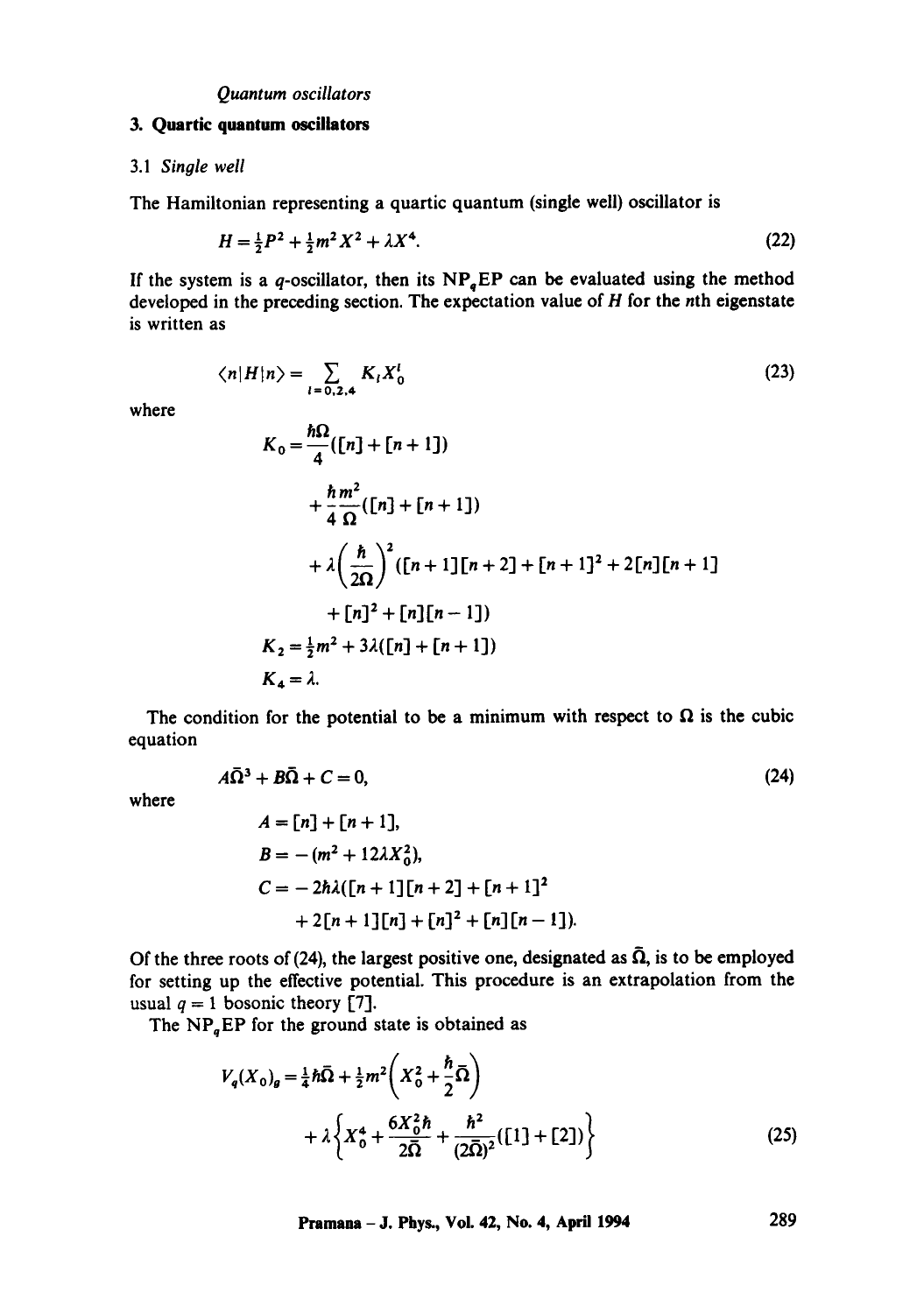## 3. Quartic quantum oscillators

### 3.1 *Single well*

The Hamiltonian representing a quartic quantum (single well) oscillator is

$$H = \tfrac{1}{2}P^2 + \tfrac{1}{2}m^2X^2 + \lambda X^4. \tag{22}$$

If the system is a $q$-oscillator, then its $\mathrm{NP}_q\mathrm{EP}$ can be evaluated using the method developed in the preceding section. The expectation value of $H$ for the $n$th eigenstate is written as

$$\langle n|H|n\rangle = \sum_{l=0,2,4} K_l X_0^l \tag{23}$$

where

$$\begin{aligned}
K_0 &= \frac{\hbar\Omega}{4}([n]+[n+1]) \\
&\quad + \frac{\hbar}{4}\frac{m^2}{\Omega}([n]+[n+1]) \\
&\quad + \lambda\left(\frac{\hbar}{2\Omega}\right)^2([n+1][n+2]+[n+1]^2+2[n][n+1] \\
&\quad + [n]^2+[n][n-1]) \\
K_2 &= \tfrac{1}{2}m^2 + 3\lambda([n]+[n+1]) \\
K_4 &= \lambda.
\end{aligned}$$

The condition for the potential to be a minimum with respect to $\Omega$ is the cubic equation

$$A\bar{\Omega}^3 + B\bar{\Omega} + C = 0, \tag{24}$$

where

$$\begin{aligned}
A &= [n]+[n+1], \\
B &= -(m^2 + 12\lambda X_0^2), \\
C &= -2\hbar\lambda([n+1][n+2]+[n+1]^2 \\
&\quad + 2[n+1][n]+[n]^2+[n][n-1]).
\end{aligned}$$

Of the three roots of (24), the largest positive one, designated as $\bar{\Omega}$, is to be employed for setting up the effective potential. This procedure is an extrapolation from the usual $q=1$ bosonic theory [7].

The $\mathrm{NP}_q\mathrm{EP}$ for the ground state is obtained as

$$\begin{aligned}
V_q(X_0)_g &= \tfrac{1}{4}\hbar\bar{\Omega} + \tfrac{1}{2}m^2\left(X_0^2 + \frac{\hbar}{2}\bar{\Omega}\right) \\
&\quad + \lambda\left\{X_0^4 + \frac{6X_0^2\hbar}{2\bar{\Omega}} + \frac{\hbar^2}{(2\bar{\Omega})^2}([1]+[2])\right\}
\end{aligned} \tag{25}$$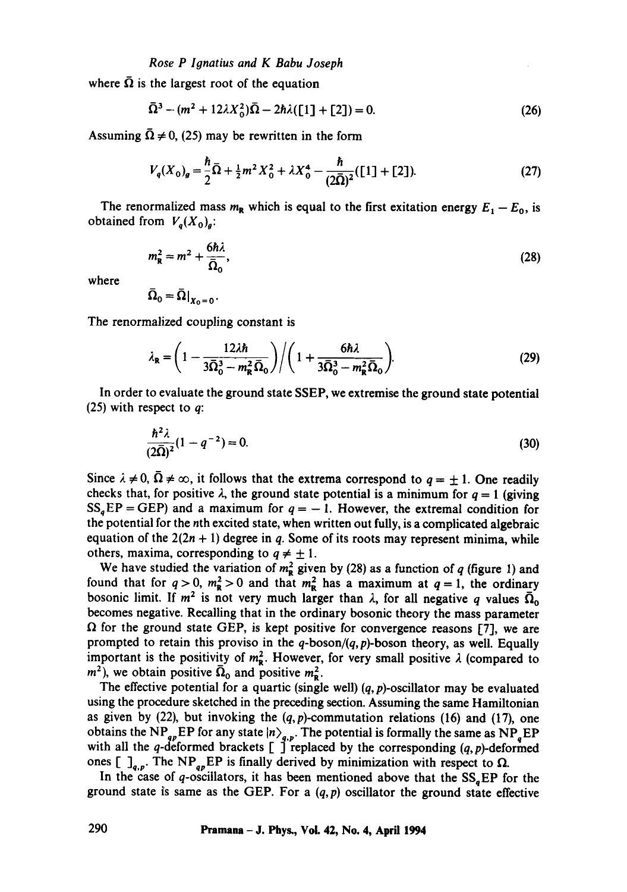where $\bar{\Omega}$ is the largest root of the equation

$$\bar{\Omega}^3 - (m^2 + 12\lambda X_0^2)\bar{\Omega} - 2\hbar\lambda([1] + [2]) = 0. \tag{26}$$

Assuming $\bar{\Omega} \neq 0$, (25) may be rewritten in the form

$$V_q(X_0)_g = \frac{\hbar}{2}\bar{\Omega} + \tfrac{1}{2}m^2 X_0^2 + \lambda X_0^4 - \frac{\hbar}{(2\bar{\Omega})^2}([1] + [2]). \tag{27}$$

The renormalized mass $m_R$ which is equal to the first exitation energy $E_1 - E_0$, is obtained from $V_q(X_0)_g$:

$$m_R^2 = m^2 + \frac{6\hbar\lambda}{\bar{\Omega}_0}, \tag{28}$$

where

$$\bar{\Omega}_0 = \bar{\Omega}|_{X_0 = 0}.$$

The renormalized coupling constant is

$$\lambda_R = \left(1 - \frac{12\lambda\hbar}{3\bar{\Omega}_0^3 - m_R^2\bar{\Omega}_0}\right) \Bigg/ \left(1 + \frac{6\hbar\lambda}{3\bar{\Omega}_0^3 - m_R^2\bar{\Omega}_0}\right). \tag{29}$$

In order to evaluate the ground state SSEP, we extremise the ground state potential (25) with respect to $q$:

$$\frac{\hbar^2\lambda}{(2\bar{\Omega})^2}(1 - q^{-2}) = 0. \tag{30}$$

Since $\lambda \neq 0$, $\bar{\Omega} \neq \infty$, it follows that the extrema correspond to $q = \pm 1$. One readily checks that, for positive $\lambda$, the ground state potential is a minimum for $q = 1$ (giving $SS_q EP = GEP$) and a maximum for $q = -1$. However, the extremal condition for the potential for the $n$th excited state, when written out fully, is a complicated algebraic equation of the $2(2n+1)$ degree in $q$. Some of its roots may represent minima, while others, maxima, corresponding to $q \neq \pm 1$.

We have studied the variation of $m_R^2$ given by (28) as a function of $q$ (figure 1) and found that for $q > 0$, $m_R^2 > 0$ and that $m_R^2$ has a maximum at $q = 1$, the ordinary bosonic limit. If $m^2$ is not very much larger than $\lambda$, for all negative $q$ values $\bar{\Omega}_0$ becomes negative. Recalling that in the ordinary bosonic theory the mass parameter $\Omega$ for the ground state GEP, is kept positive for convergence reasons [7], we are prompted to retain this proviso in the $q$-boson/$(q,p)$-boson theory, as well. Equally important is the positivity of $m_R^2$. However, for very small positive $\lambda$ (compared to $m^2$), we obtain positive $\bar{\Omega}_0$ and positive $m_R^2$.

The effective potential for a quartic (single well) $(q,p)$-oscillator may be evaluated using the procedure sketched in the preceding section. Assuming the same Hamiltonian as given by (22), but invoking the $(q,p)$-commutation relations (16) and (17), one obtains the $NP_{qp}EP$ for any state $|n\rangle_{q,p}$. The potential is formally the same as $NP_qEP$ with all the $q$-deformed brackets [ ] replaced by the corresponding $(q,p)$-deformed ones $[\ ]_{q,p}$. The $NP_{qp}EP$ is finally derived by minimization with respect to $\Omega$.

In the case of $q$-oscillators, it has been mentioned above that the $SS_qEP$ for the ground state is same as the GEP. For a $(q,p)$ oscillator the ground state effective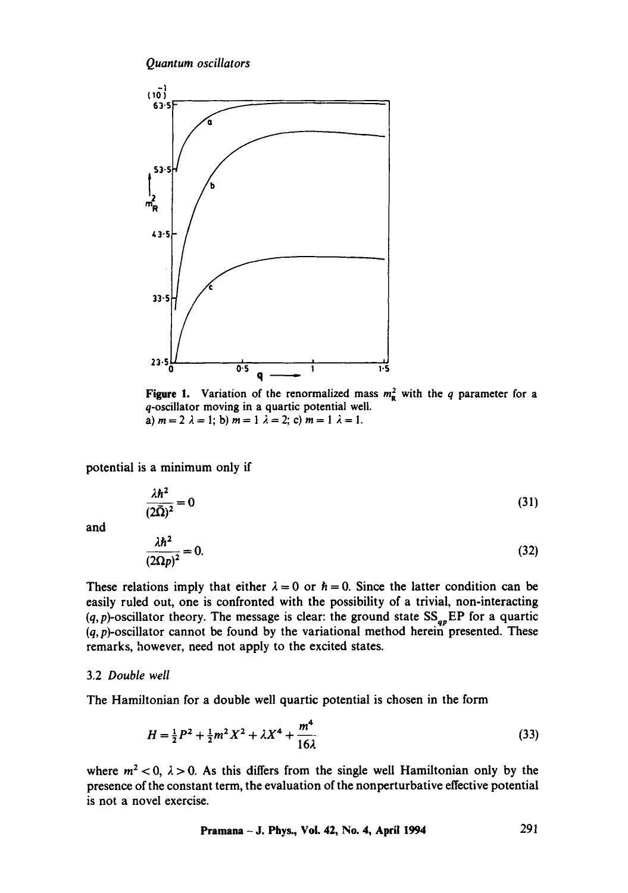**Figure 1.** Variation of the renormalized mass $m_R^2$ with the $q$ parameter for a $q$-oscillator moving in a quartic potential well.
a) $m = 2$ $\lambda = 1$; b) $m = 1$ $\lambda = 2$; c) $m = 1$ $\lambda = 1$.

potential is a minimum only if

$$\frac{\lambda \hbar^2}{(2\bar{\Omega})^2} = 0 \tag{31}$$

and

$$\frac{\lambda \hbar^2}{(2\Omega p)^2} = 0. \tag{32}$$

These relations imply that either $\lambda = 0$ or $\hbar = 0$. Since the latter condition can be easily ruled out, one is confronted with the possibility of a trivial, non-interacting $(q, p)$-oscillator theory. The message is clear: the ground state $SS_{qp}EP$ for a quartic $(q, p)$-oscillator cannot be found by the variational method herein presented. These remarks, however, need not apply to the excited states.

### 3.2 *Double well*

The Hamiltonian for a double well quartic potential is chosen in the form

$$H = \tfrac{1}{2}P^2 + \tfrac{1}{2}m^2 X^2 + \lambda X^4 + \frac{m^4}{16\lambda} \tag{33}$$

where $m^2 < 0$, $\lambda > 0$. As this differs from the single well Hamiltonian only by the presence of the constant term, the evaluation of the nonperturbative effective potential is not a novel exercise.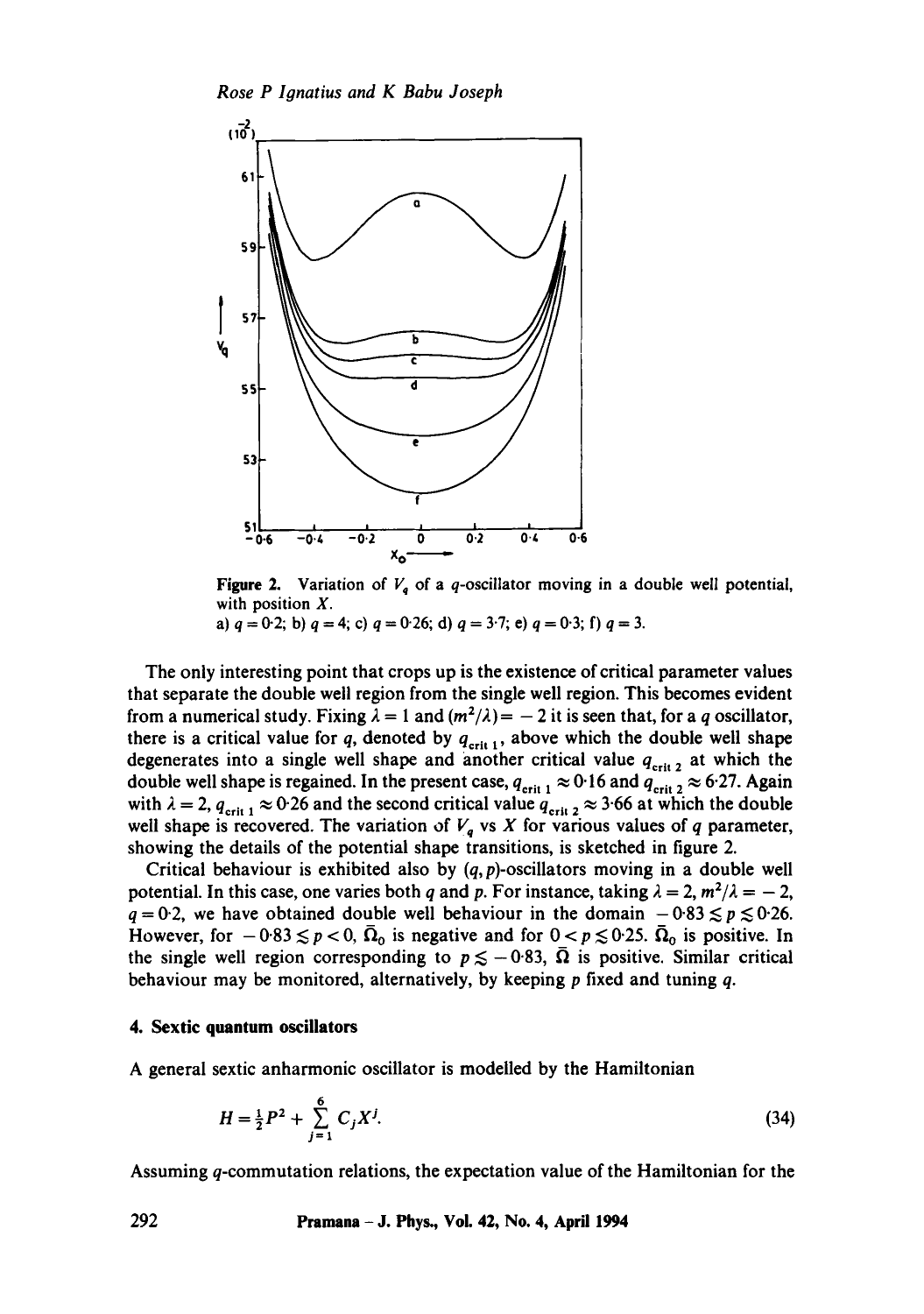**Figure 2.** Variation of $V_q$ of a $q$-oscillator moving in a double well potential, with position $X$.
a) $q = 0.2$; b) $q = 4$; c) $q = 0.26$; d) $q = 3.7$; e) $q = 0.3$; f) $q = 3$.

The only interesting point that crops up is the existence of critical parameter values that separate the double well region from the single well region. This becomes evident from a numerical study. Fixing $\lambda = 1$ and $(m^2/\lambda) = -2$ it is seen that, for a $q$ oscillator, there is a critical value for $q$, denoted by $q_{\text{crit }1}$, above which the double well shape degenerates into a single well shape and another critical value $q_{\text{crit }2}$ at which the double well shape is regained. In the present case, $q_{\text{crit }1} \approx 0.16$ and $q_{\text{crit }2} \approx 6.27$. Again with $\lambda = 2$, $q_{\text{crit }1} \approx 0.26$ and the second critical value $q_{\text{crit }2} \approx 3.66$ at which the double well shape is recovered. The variation of $V_q$ vs $X$ for various values of $q$ parameter, showing the details of the potential shape transitions, is sketched in figure 2.

Critical behaviour is exhibited also by $(q, p)$-oscillators moving in a double well potential. In this case, one varies both $q$ and $p$. For instance, taking $\lambda = 2$, $m^2/\lambda = -2$, $q = 0.2$, we have obtained double well behaviour in the domain $-0.83 \lesssim p \lesssim 0.26$. However, for $-0.83 \lesssim p < 0$, $\bar{\Omega}_0$ is negative and for $0 < p \lesssim 0.25$, $\bar{\Omega}_0$ is positive. In the single well region corresponding to $p \lesssim -0.83$, $\bar{\Omega}$ is positive. Similar critical behaviour may be monitored, alternatively, by keeping $p$ fixed and tuning $q$.

## 4. Sextic quantum oscillators

A general sextic anharmonic oscillator is modelled by the Hamiltonian

$$H = \tfrac{1}{2}P^2 + \sum_{j=1}^{6} C_j X^j. \tag{34}$$

Assuming $q$-commutation relations, the expectation value of the Hamiltonian for the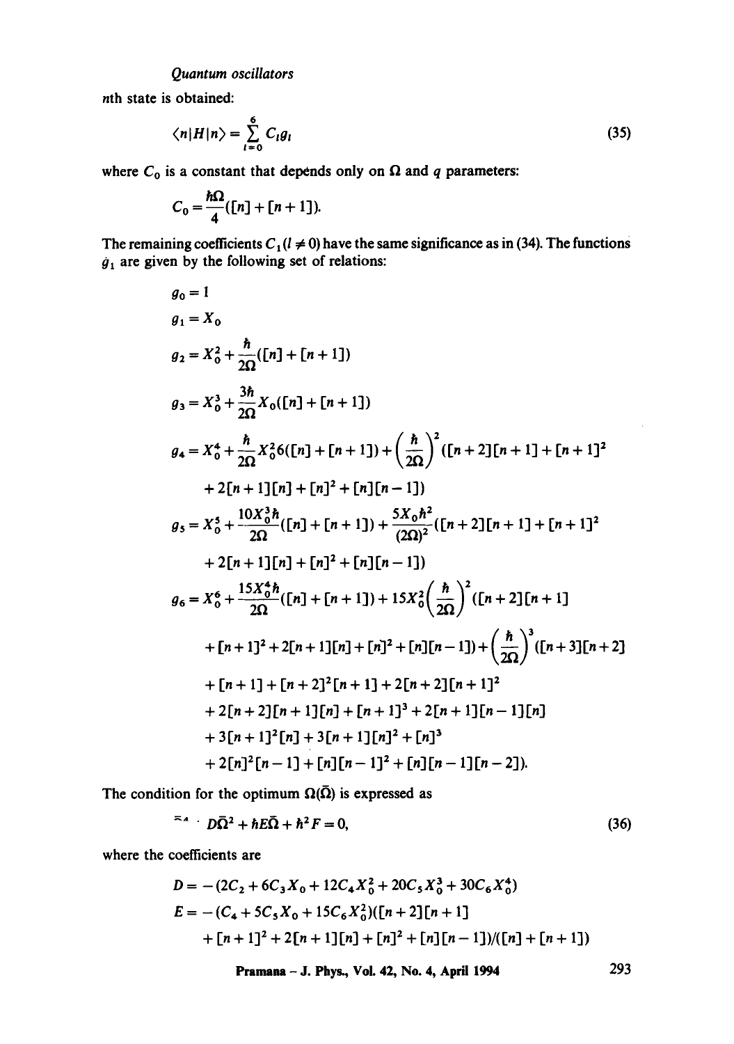$n$th state is obtained:

$$\langle n|H|n\rangle = \sum_{l=0}^{6} C_l g_l \tag{35}$$

where $C_0$ is a constant that depends only on $\Omega$ and $q$ parameters:

$$C_0 = \frac{\hbar\Omega}{4}([n] + [n+1]).$$

The remaining coefficients $C_l\,(l \neq 0)$ have the same significance as in (34). The functions $g_l$ are given by the following set of relations:

$$g_0 = 1$$

$$g_1 = X_0$$

$$g_2 = X_0^2 + \frac{\hbar}{2\Omega}([n] + [n+1])$$

$$g_3 = X_0^3 + \frac{3\hbar}{2\Omega} X_0([n] + [n+1])$$

$$g_4 = X_0^4 + \frac{\hbar}{2\Omega} X_0^2 6([n] + [n+1]) + \left(\frac{\hbar}{2\Omega}\right)^2 ([n+2][n+1] + [n+1]^2 + 2[n+1][n] + [n]^2 + [n][n-1])$$

$$g_5 = X_0^5 + \frac{10X_0^3\hbar}{2\Omega}([n] + [n+1]) + \frac{5X_0\hbar^2}{(2\Omega)^2}([n+2][n+1] + [n+1]^2 + 2[n+1][n] + [n]^2 + [n][n-1])$$

$$\begin{aligned} g_6 = X_0^6 &+ \frac{15X_0^4\hbar}{2\Omega}([n] + [n+1]) + 15X_0^2\left(\frac{\hbar}{2\Omega}\right)^2 ([n+2][n+1] \\ &+ [n+1]^2 + 2[n+1][n] + [n]^2 + [n][n-1]) + \left(\frac{\hbar}{2\Omega}\right)^3 ([n+3][n+2] \\ &+ [n+1] + [n+2]^2[n+1] + 2[n+2][n+1]^2 \\ &+ 2[n+2][n+1][n] + [n+1]^3 + 2[n+1][n-1][n] \\ &+ 3[n+1]^2[n] + 3[n+1][n]^2 + [n]^3 \\ &+ 2[n]^2[n-1] + [n][n-1]^2 + [n][n-1][n-2]). \end{aligned}$$

The condition for the optimum $\Omega(\bar{\Omega})$ is expressed as

$$\bar{\Omega}^4 \cdot D\bar{\Omega}^2 + \hbar E\bar{\Omega} + \hbar^2 F = 0, \tag{36}$$

where the coefficients are

$$D = -(2C_2 + 6C_3X_0 + 12C_4X_0^2 + 20C_5X_0^3 + 30C_6X_0^4)$$

$$\begin{aligned} E = -(C_4 + 5C_5X_0 + 15C_6X_0^2)&([n+2][n+1] \\ &+ [n+1]^2 + 2[n+1][n] + [n]^2 + [n][n-1])/([n] + [n+1]) \end{aligned}$$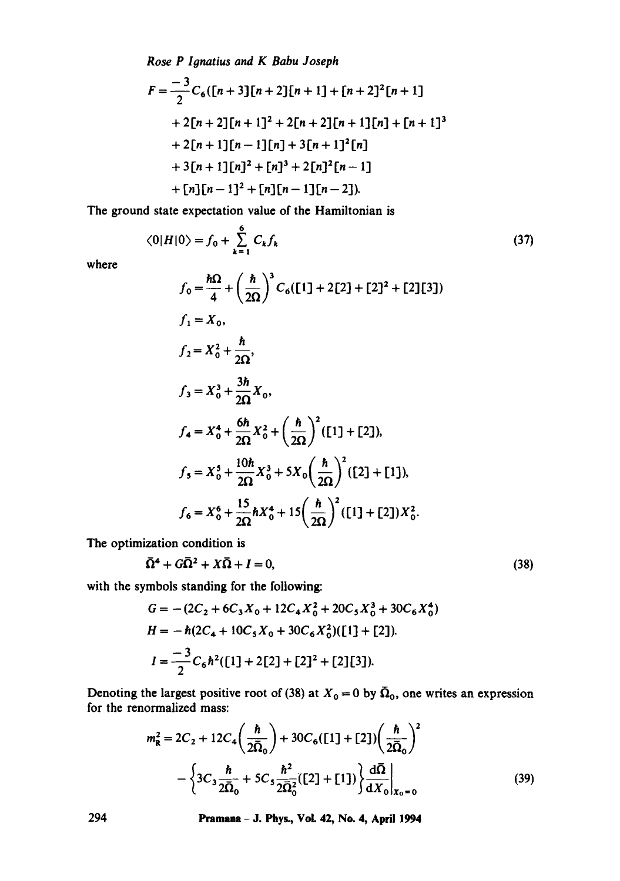$$F = \frac{-3}{2}C_6([n+3][n+2][n+1] + [n+2]^2[n+1]$$
$$+ 2[n+2][n+1]^2 + 2[n+2][n+1][n] + [n+1]^3$$
$$+ 2[n+1][n-1][n] + 3[n+1]^2[n]$$
$$+ 3[n+1][n]^2 + [n]^3 + 2[n]^2[n-1]$$
$$+ [n][n-1]^2 + [n][n-1][n-2]).$$

The ground state expectation value of the Hamiltonian is

$$\langle 0|H|0\rangle = f_0 + \sum_{k=1}^{6} C_k f_k \tag{37}$$

where

$$f_0 = \frac{\hbar\Omega}{4} + \left(\frac{\hbar}{2\Omega}\right)^3 C_6([1] + 2[2] + [2]^2 + [2][3])$$

$$f_1 = X_0,$$

$$f_2 = X_0^2 + \frac{\hbar}{2\Omega},$$

$$f_3 = X_0^3 + \frac{3\hbar}{2\Omega}X_0,$$

$$f_4 = X_0^4 + \frac{6\hbar}{2\Omega}X_0^2 + \left(\frac{\hbar}{2\Omega}\right)^2([1] + [2]),$$

$$f_5 = X_0^5 + \frac{10\hbar}{2\Omega}X_0^3 + 5X_0\left(\frac{\hbar}{2\Omega}\right)^2([2] + [1]),$$

$$f_6 = X_0^6 + \frac{15}{2\Omega}\hbar X_0^4 + 15\left(\frac{\hbar}{2\Omega}\right)^2([1] + [2])X_0^2.$$

The optimization condition is

$$\bar{\Omega}^4 + G\bar{\Omega}^2 + X\bar{\Omega} + I = 0, \tag{38}$$

with the symbols standing for the following:

$$G = -(2C_2 + 6C_3X_0 + 12C_4X_0^2 + 20C_5X_0^3 + 30C_6X_0^4)$$

$$H = -\hbar(2C_4 + 10C_5X_0 + 30C_6X_0^2)([1] + [2]).$$

$$I = \frac{-3}{2}C_6\hbar^2([1] + 2[2] + [2]^2 + [2][3]).$$

Denoting the largest positive root of (38) at $X_0 = 0$ by $\bar{\Omega}_0$, one writes an expression for the renormalized mass:

$$m_R^2 = 2C_2 + 12C_4\left(\frac{\hbar}{2\bar{\Omega}_0}\right) + 30C_6([1] + [2])\left(\frac{\hbar}{2\bar{\Omega}_0}\right)^2$$
$$- \left\{3C_3\frac{\hbar}{2\bar{\Omega}_0} + 5C_5\frac{\hbar^2}{2\bar{\Omega}_0^2}([2] + [1])\right\}\left.\frac{d\bar{\Omega}}{dX_0}\right|_{X_0=0} \tag{39}$$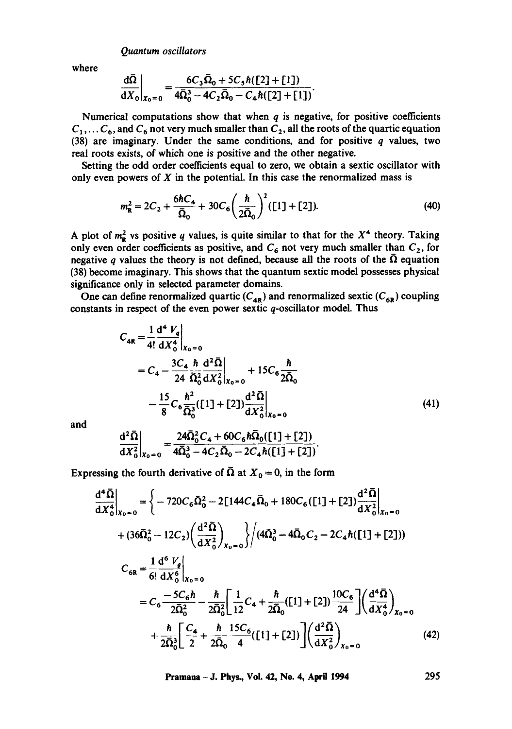where

$$\left.\frac{\mathrm{d}\bar{\Omega}}{\mathrm{d}X_0}\right|_{X_0=0} = \frac{6C_3\bar{\Omega}_0 + 5C_5\hbar([2]+[1])}{4\bar{\Omega}_0^3 - 4C_2\bar{\Omega}_0 - C_4\hbar([2]+[1])}.$$

Numerical computations show that when $q$ is negative, for positive coefficients $C_1, \ldots C_6$, and $C_6$ not very much smaller than $C_2$, all the roots of the quartic equation (38) are imaginary. Under the same conditions, and for positive $q$ values, two real roots exists, of which one is positive and the other negative.

Setting the odd order coefficients equal to zero, we obtain a sextic oscillator with only even powers of $X$ in the potential. In this case the renormalized mass is

$$m_R^2 = 2C_2 + \frac{6\hbar C_4}{\bar{\Omega}_0} + 30C_6\left(\frac{\hbar}{2\bar{\Omega}_0}\right)^2([1]+[2]). \tag{40}$$

A plot of $m_R^2$ vs positive $q$ values, is quite similar to that for the $X^4$ theory. Taking only even order coefficients as positive, and $C_6$ not very much smaller than $C_2$, for negative $q$ values the theory is not defined, because all the roots of the $\bar{\Omega}$ equation (38) become imaginary. This shows that the quantum sextic model possesses physical significance only in selected parameter domains.

One can define renormalized quartic ($C_{4R}$) and renormalized sextic ($C_{6R}$) coupling constants in respect of the even power sextic $q$-oscillator model. Thus

$$\begin{aligned}
C_{4R} &= \left.\frac{1}{4!}\frac{\mathrm{d}^4 V_q}{\mathrm{d}X_0^4}\right|_{X_0=0} \\
&= C_4 - \frac{3C_4}{24}\frac{\hbar}{\bar{\Omega}_0^2}\left.\frac{\mathrm{d}^2\bar{\Omega}}{\mathrm{d}X_0^2}\right|_{X_0=0} + 15C_6\frac{\hbar}{2\bar{\Omega}_0} \\
&\quad - \frac{15}{8}C_6\frac{\hbar^2}{\bar{\Omega}_0^3}([1]+[2])\left.\frac{\mathrm{d}^2\bar{\Omega}}{\mathrm{d}X_0^2}\right|_{X_0=0}
\end{aligned} \tag{41}$$

and

$$\left.\frac{\mathrm{d}^2\bar{\Omega}}{\mathrm{d}X_0^2}\right|_{X_0=0} = \frac{24\bar{\Omega}_0^2 C_4 + 60C_6\hbar\bar{\Omega}_0([1]+[2])}{4\bar{\Omega}_0^3 - 4C_2\bar{\Omega}_0 - 2C_4\hbar([1]+[2])}.$$

Expressing the fourth derivative of $\bar{\Omega}$ at $X_0 = 0$, in the form

$$\begin{aligned}
\left.\frac{\mathrm{d}^4\bar{\Omega}}{\mathrm{d}X_0^4}\right|_{X_0=0} &= \Bigg\{-720C_6\bar{\Omega}_0^2 - 2[144C_4\bar{\Omega}_0 + 180C_6([1]+[2])]\left.\frac{\mathrm{d}^2\bar{\Omega}}{\mathrm{d}X_0^2}\right|_{X_0=0} \\
&\quad + (36\bar{\Omega}_0^2 - 12C_2)\left(\frac{\mathrm{d}^2\bar{\Omega}}{\mathrm{d}X_0^2}\right)_{X_0=0}\Bigg\}\Bigg/(4\bar{\Omega}_0^3 - 4\bar{\Omega}_0 C_2 - 2C_4\hbar([1]+[2]))
\end{aligned}$$

$$\begin{aligned}
C_{6R} &= \left.\frac{1}{6!}\frac{\mathrm{d}^6 V_q}{\mathrm{d}X_0^6}\right|_{X_0=0} \\
&= C_6\frac{-5C_6\hbar}{2\bar{\Omega}_0^2} - \frac{\hbar}{2\bar{\Omega}_0^2}\left[\frac{1}{12}C_4 + \frac{\hbar}{2\bar{\Omega}_0}([1]+[2])\frac{10C_6}{24}\right]\left(\frac{\mathrm{d}^4\bar{\Omega}}{\mathrm{d}X_0^4}\right)_{X_0=0} \\
&\quad + \frac{\hbar}{2\bar{\Omega}_0^3}\left[\frac{C_4}{2} + \frac{\hbar}{2\bar{\Omega}_0}\frac{15C_6}{4}([1]+[2])\right]\left(\frac{\mathrm{d}^2\bar{\Omega}}{\mathrm{d}X_0^2}\right)_{X_0=0}
\end{aligned} \tag{42}$$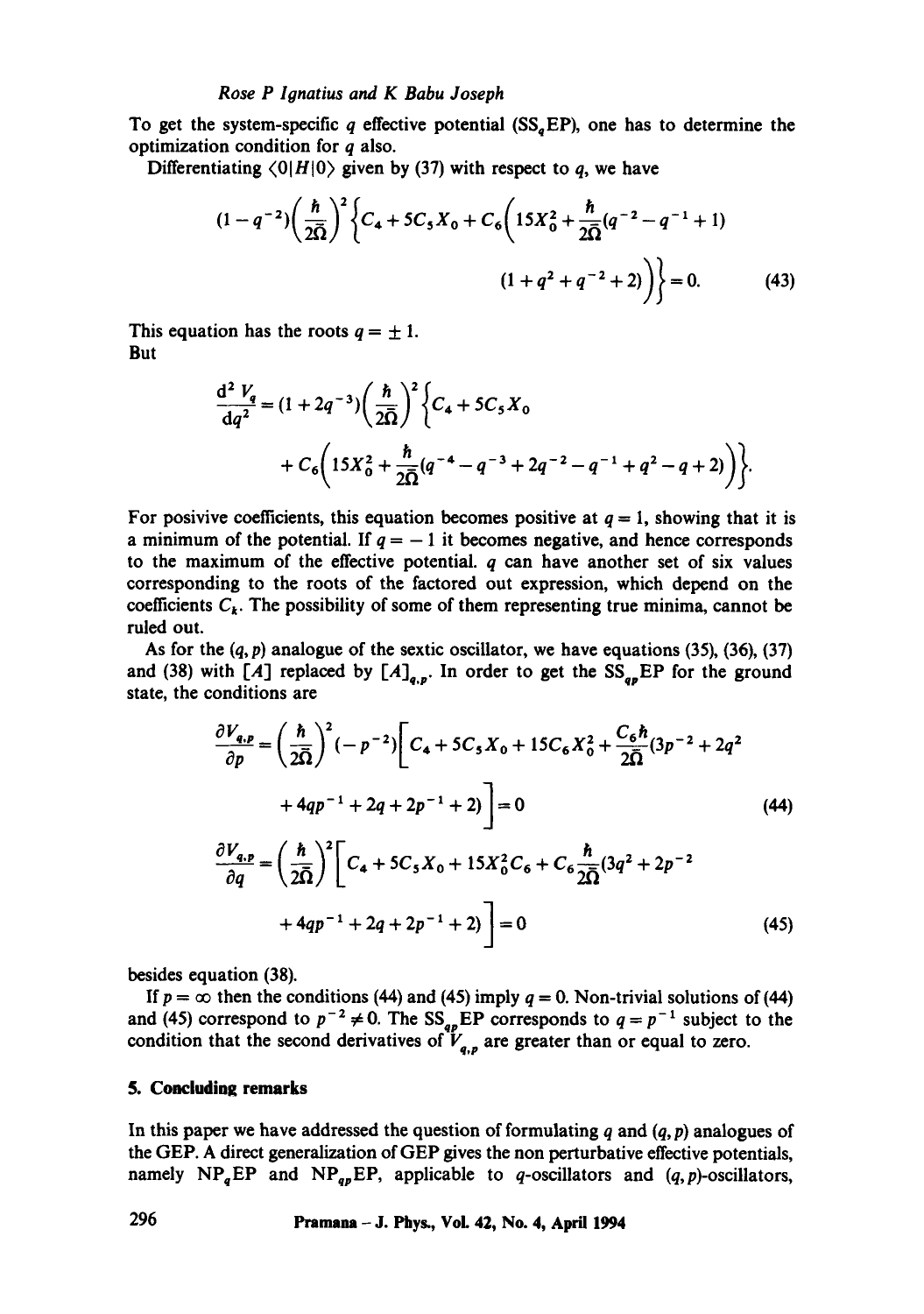To get the system-specific $q$ effective potential ($SS_qEP$), one has to determine the optimization condition for $q$ also.

Differentiating $\langle 0|H|0\rangle$ given by (37) with respect to $q$, we have

$$(1-q^{-2})\left(\frac{\hbar}{2\bar{\Omega}}\right)^2\left\{C_4+5C_5X_0+C_6\left(15X_0^2+\frac{\hbar}{2\bar{\Omega}}(q^{-2}-q^{-1}+1)\right.\right.$$
$$\left.\left.(1+q^2+q^{-2}+2)\right)\right\}=0. \tag{43}$$

This equation has the roots $q=\pm 1$.

But

$$\frac{d^2V_q}{dq^2}=(1+2q^{-3})\left(\frac{\hbar}{2\bar{\Omega}}\right)^2\left\{C_4+5C_5X_0\right.$$
$$\left.+C_6\left(15X_0^2+\frac{\hbar}{2\bar{\Omega}}(q^{-4}-q^{-3}+2q^{-2}-q^{-1}+q^2-q+2)\right)\right\}.$$

For posivive coefficients, this equation becomes positive at $q=1$, showing that it is a minimum of the potential. If $q=-1$ it becomes negative, and hence corresponds to the maximum of the effective potential. $q$ can have another set of six values corresponding to the roots of the factored out expression, which depend on the coefficients $C_k$. The possibility of some of them representing true minima, cannot be ruled out.

As for the $(q,p)$ analogue of the sextic oscillator, we have equations (35), (36), (37) and (38) with $[A]$ replaced by $[A]_{q,p}$. In order to get the $SS_{qp}EP$ for the ground state, the conditions are

$$\frac{\partial V_{q,p}}{\partial p}=\left(\frac{\hbar}{2\bar{\Omega}}\right)^2(-p^{-2})\left[C_4+5C_5X_0+15C_6X_0^2+\frac{C_6\hbar}{2\bar{\Omega}}(3p^{-2}+2q^2\right.$$
$$\left.+4qp^{-1}+2q+2p^{-1}+2)\right]=0 \tag{44}$$

$$\frac{\partial V_{q,p}}{\partial q}=\left(\frac{\hbar}{2\bar{\Omega}}\right)^2\left[C_4+5C_5X_0+15X_0^2C_6+C_6\frac{\hbar}{2\bar{\Omega}}(3q^2+2p^{-2}\right.$$
$$\left.+4qp^{-1}+2q+2p^{-1}+2)\right]=0 \tag{45}$$

besides equation (38).

If $p=\infty$ then the conditions (44) and (45) imply $q=0$. Non-trivial solutions of (44) and (45) correspond to $p^{-2}\neq 0$. The $SS_{qp}EP$ corresponds to $q=p^{-1}$ subject to the condition that the second derivatives of $V_{q,p}$ are greater than or equal to zero.

## 5. Concluding remarks

In this paper we have addressed the question of formulating $q$ and $(q,p)$ analogues of the GEP. A direct generalization of GEP gives the non perturbative effective potentials, namely $NP_qEP$ and $NP_{qp}EP$, applicable to $q$-oscillators and $(q,p)$-oscillators,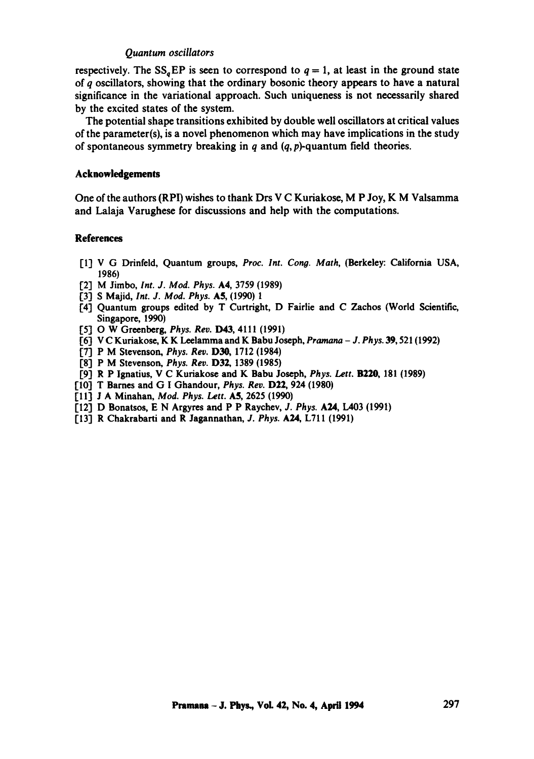respectively. The $SS_qEP$ is seen to correspond to $q = 1$, at least in the ground state of $q$ oscillators, showing that the ordinary bosonic theory appears to have a natural significance in the variational approach. Such uniqueness is not necessarily shared by the excited states of the system.

The potential shape transitions exhibited by double well oscillators at critical values of the parameter(s), is a novel phenomenon which may have implications in the study of spontaneous symmetry breaking in $q$ and $(q, p)$-quantum field theories.

## Acknowledgements

One of the authors (RPI) wishes to thank Drs V C Kuriakose, M P Joy, K M Valsamma and Lalaja Varughese for discussions and help with the computations.

## References

[1] V G Drinfeld, Quantum groups, *Proc. Int. Cong. Math*, (Berkeley: California USA, 1986)
[2] M Jimbo, *Int. J. Mod. Phys.* **A4**, 3759 (1989)
[3] S Majid, *Int. J. Mod. Phys.* **A5**, (1990) 1
[4] Quantum groups edited by T Curtright, D Fairlie and C Zachos (World Scientific, Singapore, 1990)
[5] O W Greenberg, *Phys. Rev.* **D43**, 4111 (1991)
[6] V C Kuriakose, K K Leelamma and K Babu Joseph, *Pramana – J. Phys.* **39**, 521 (1992)
[7] P M Stevenson, *Phys. Rev.* **D30**, 1712 (1984)
[8] P M Stevenson, *Phys. Rev.* **D32**, 1389 (1985)
[9] R P Ignatius, V C Kuriakose and K Babu Joseph, *Phys. Lett.* **B220**, 181 (1989)
[10] T Barnes and G I Ghandour, *Phys. Rev.* **D22**, 924 (1980)
[11] J A Minahan, *Mod. Phys. Lett.* **A5**, 2625 (1990)
[12] D Bonatsos, E N Argyres and P P Raychev, *J. Phys.* **A24**, L403 (1991)
[13] R Chakrabarti and R Jagannathan, *J. Phys.* **A24**, L711 (1991)